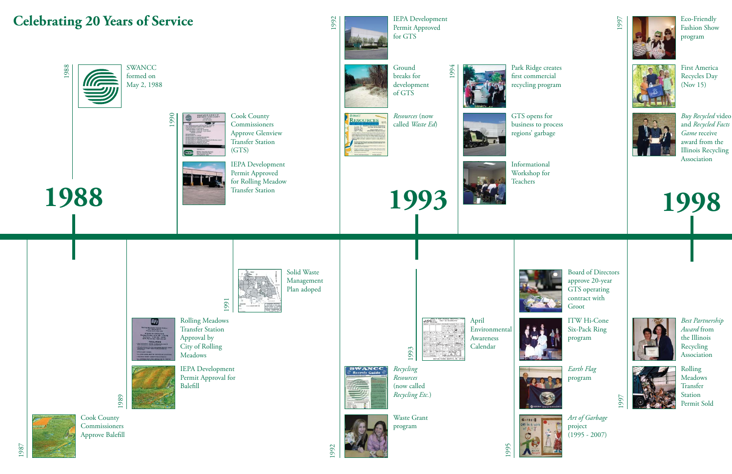# Celebrating 20 Years of Service

## 1988

**1987**

Cook County Commissioners Approve Balefill

**1988**

SWANCC formed on May 2, 1988

**1989**

Rolling Meadows Transfer Station Approval by City of Rolling Meadows

IEPA Development Permit Approval for Balefill

**1990**

Cook County Commissioners Approve Glenview Transfer Station (GTS)

IEPA Development Permit Approved for Rolling Meadow Transfer Station

**1991**

Solid Waste Management Plan adoped

## 1993

**1992**

IEPA Development Permit Approved for GTS

Ground breaks for development of GTS

*Resources* (now called *Waste Ed*)

**1992**

*Recycling Resources* (now called *Recycling Etc.*)

Waste Grant program

**1993**

April Environmental Awareness Calendar

**1994**

Park Ridge creates first commercial recycling program

GTS opens for business to process regions' garbage

Informational Workshop for Teachers

**1995**

Board of Directors approve 20-year GTS operating contract with Groot

ITW Hi-Cone Six-Pack Ring program

*Earth Flag* program

*Art of Garbage* project (1995 - 2007)

## 1998

**1997**

Eco-Friendly Fashion Show program

First America Recycles Day (Nov 15)

*Buy Recycled* video and *Recycled Facts Game* receive award from the Illinois Recycling Association

**1997**

*Best Partnership Award* from the Illinois Recycling Association

Rolling Meadows Transfer Station Permit Sold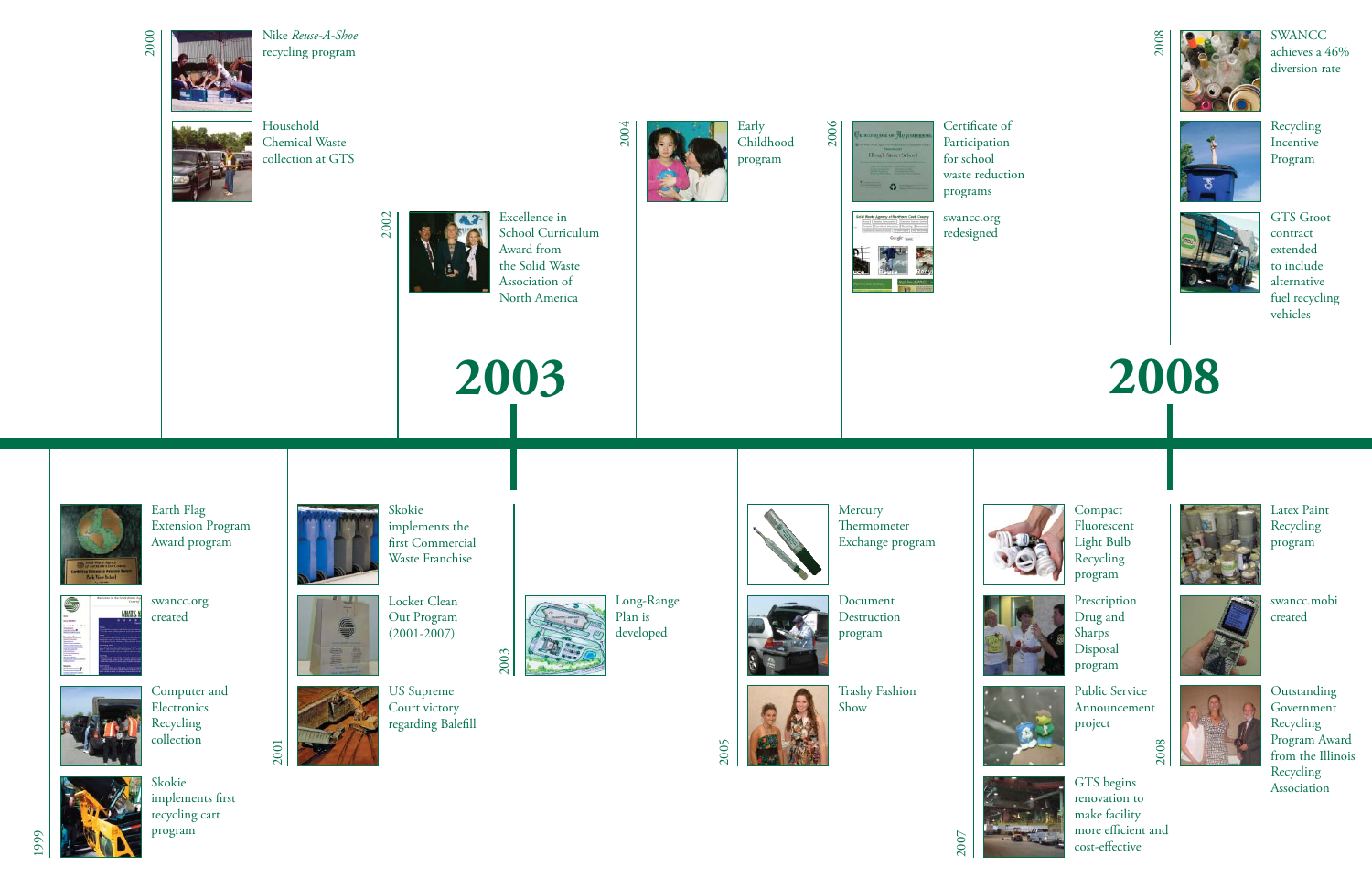# 2003

# 2008

**1999**

Earth Flag Extension Program Award program

swancc.org created

Computer and Electronics Recycling collection

Skokie implements first recycling cart program

**2000**

Nike *Reuse-A-Shoe* recycling program

Household Chemical Waste collection at GTS

**2001**

Skokie implements the first Commercial Waste Franchise

Locker Clean Out Program (2001-2007)

US Supreme Court victory regarding Balefill

**2002**

Excellence in School Curriculum Award from the Solid Waste Association of North America

**2003**

Long-Range Plan is developed

**2004**

Early Childhood program

**2005**

Mercury Thermometer Exchange program

Document Destruction program

Trashy Fashion Show

**2006**

Certificate of Participation for school waste reduction programs

swancc.org redesigned

**2007**

Compact Fluorescent Light Bulb Recycling program

Prescription Drug and Sharps Disposal program

Public Service Announcement project

GTS begins renovation to make facility more efficient and cost-effective

**2008**

SWANCC achieves a 46% diversion rate

Recycling Incentive Program

GTS Groot contract extended to include alternative fuel recycling vehicles

**2008**

Latex Paint Recycling program

swancc.mobi created

Outstanding Government Recycling Program Award from the Illinois Recycling Association